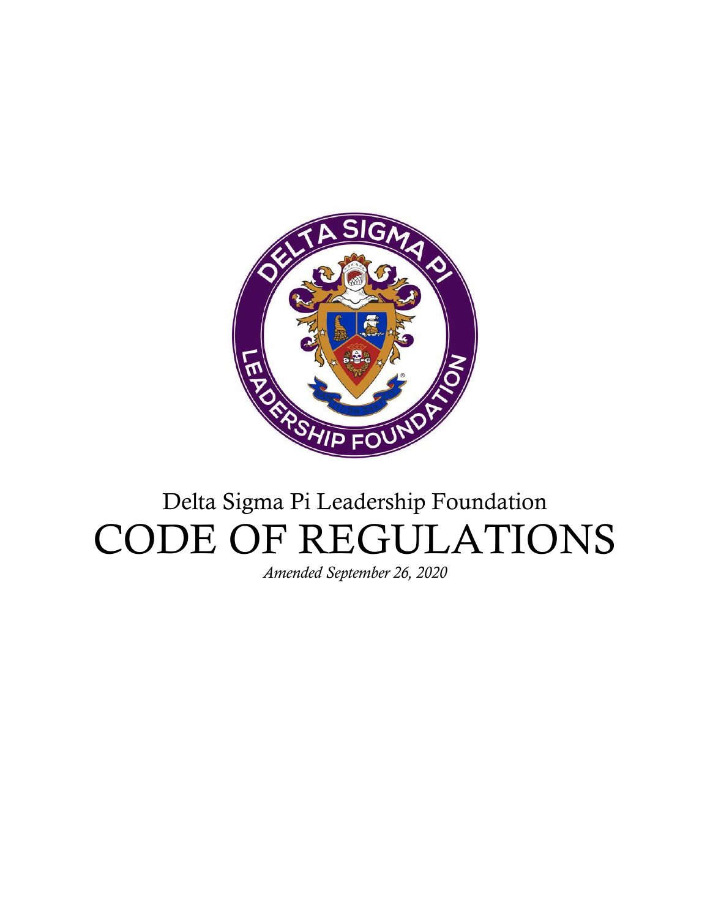Delta Sigma Pi Leadership Foundation

# CODE OF REGULATIONS

*Amended September 26, 2020*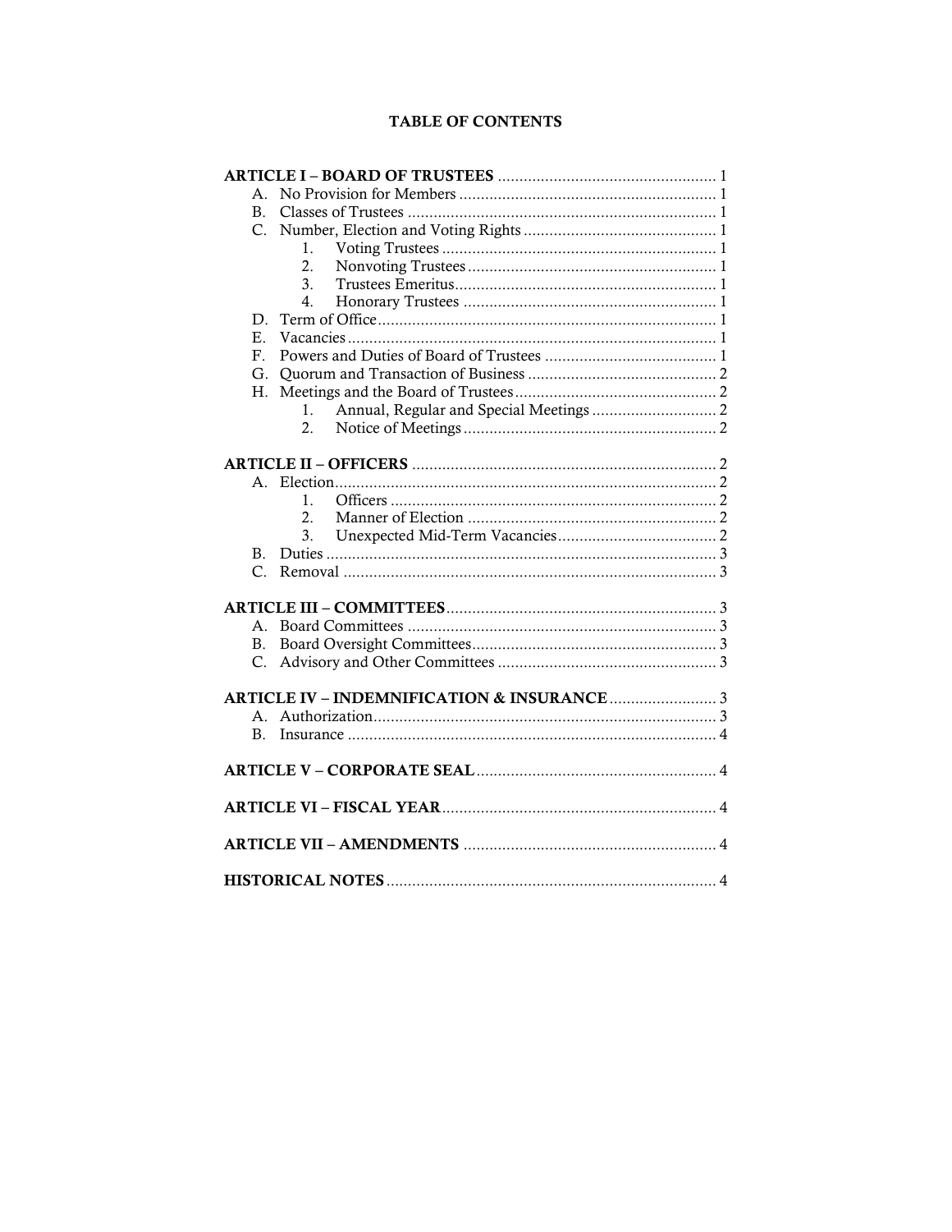# TABLE OF CONTENTS

**ARTICLE I – BOARD OF TRUSTEES** .......... 1

- A. No Provision for Members .......... 1
- B. Classes of Trustees .......... 1
- C. Number, Election and Voting Rights .......... 1
  1. Voting Trustees .......... 1
  2. Nonvoting Trustees .......... 1
  3. Trustees Emeritus .......... 1
  4. Honorary Trustees .......... 1
- D. Term of Office .......... 1
- E. Vacancies .......... 1
- F. Powers and Duties of Board of Trustees .......... 1
- G. Quorum and Transaction of Business .......... 2
- H. Meetings and the Board of Trustees .......... 2
  1. Annual, Regular and Special Meetings .......... 2
  2. Notice of Meetings .......... 2

**ARTICLE II – OFFICERS** .......... 2

- A. Election .......... 2
  1. Officers .......... 2
  2. Manner of Election .......... 2
  3. Unexpected Mid-Term Vacancies .......... 2
- B. Duties .......... 3
- C. Removal .......... 3

**ARTICLE III – COMMITTEES** .......... 3

- A. Board Committees .......... 3
- B. Board Oversight Committees .......... 3
- C. Advisory and Other Committees .......... 3

**ARTICLE IV – INDEMNIFICATION & INSURANCE** .......... 3

- A. Authorization .......... 3
- B. Insurance .......... 4

**ARTICLE V – CORPORATE SEAL** .......... 4

**ARTICLE VI – FISCAL YEAR** .......... 4

**ARTICLE VII – AMENDMENTS** .......... 4

**HISTORICAL NOTES** .......... 4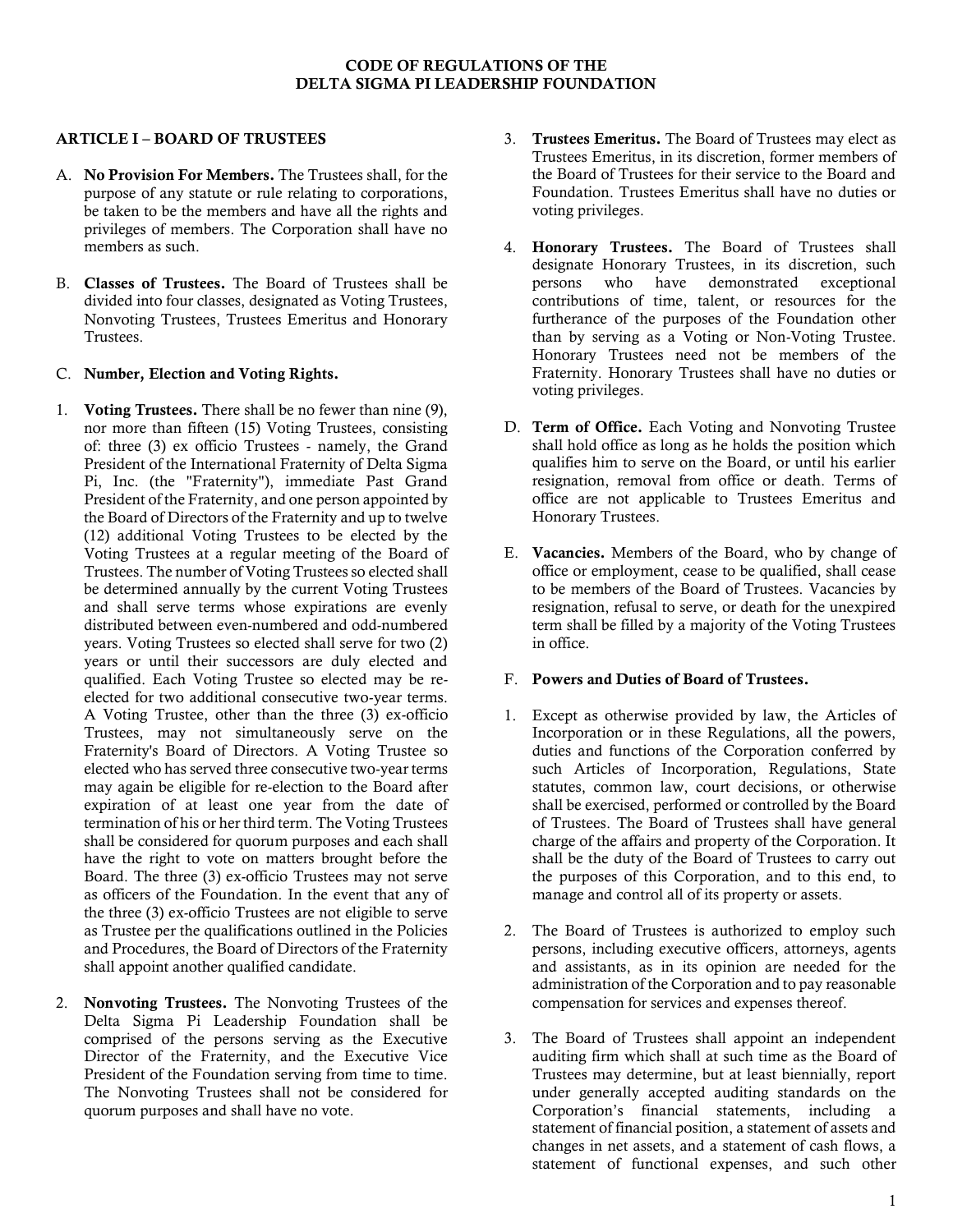# CODE OF REGULATIONS OF THE DELTA SIGMA PI LEADERSHIP FOUNDATION

## ARTICLE I – BOARD OF TRUSTEES

A. **No Provision For Members.** The Trustees shall, for the purpose of any statute or rule relating to corporations, be taken to be the members and have all the rights and privileges of members. The Corporation shall have no members as such.

B. **Classes of Trustees.** The Board of Trustees shall be divided into four classes, designated as Voting Trustees, Nonvoting Trustees, Trustees Emeritus and Honorary Trustees.

C. **Number, Election and Voting Rights.**

1. **Voting Trustees.** There shall be no fewer than nine (9), nor more than fifteen (15) Voting Trustees, consisting of: three (3) ex officio Trustees - namely, the Grand President of the International Fraternity of Delta Sigma Pi, Inc. (the "Fraternity"), immediate Past Grand President of the Fraternity, and one person appointed by the Board of Directors of the Fraternity and up to twelve (12) additional Voting Trustees to be elected by the Voting Trustees at a regular meeting of the Board of Trustees. The number of Voting Trustees so elected shall be determined annually by the current Voting Trustees and shall serve terms whose expirations are evenly distributed between even-numbered and odd-numbered years. Voting Trustees so elected shall serve for two (2) years or until their successors are duly elected and qualified. Each Voting Trustee so elected may be re-elected for two additional consecutive two-year terms. A Voting Trustee, other than the three (3) ex-officio Trustees, may not simultaneously serve on the Fraternity's Board of Directors. A Voting Trustee so elected who has served three consecutive two-year terms may again be eligible for re-election to the Board after expiration of at least one year from the date of termination of his or her third term. The Voting Trustees shall be considered for quorum purposes and each shall have the right to vote on matters brought before the Board. The three (3) ex-officio Trustees may not serve as officers of the Foundation. In the event that any of the three (3) ex-officio Trustees are not eligible to serve as Trustee per the qualifications outlined in the Policies and Procedures, the Board of Directors of the Fraternity shall appoint another qualified candidate.

2. **Nonvoting Trustees.** The Nonvoting Trustees of the Delta Sigma Pi Leadership Foundation shall be comprised of the persons serving as the Executive Director of the Fraternity, and the Executive Vice President of the Foundation serving from time to time. The Nonvoting Trustees shall not be considered for quorum purposes and shall have no vote.

3. **Trustees Emeritus.** The Board of Trustees may elect as Trustees Emeritus, in its discretion, former members of the Board of Trustees for their service to the Board and Foundation. Trustees Emeritus shall have no duties or voting privileges.

4. **Honorary Trustees.** The Board of Trustees shall designate Honorary Trustees, in its discretion, such persons who have demonstrated exceptional contributions of time, talent, or resources for the furtherance of the purposes of the Foundation other than by serving as a Voting or Non-Voting Trustee. Honorary Trustees need not be members of the Fraternity. Honorary Trustees shall have no duties or voting privileges.

D. **Term of Office.** Each Voting and Nonvoting Trustee shall hold office as long as he holds the position which qualifies him to serve on the Board, or until his earlier resignation, removal from office or death. Terms of office are not applicable to Trustees Emeritus and Honorary Trustees.

E. **Vacancies.** Members of the Board, who by change of office or employment, cease to be qualified, shall cease to be members of the Board of Trustees. Vacancies by resignation, refusal to serve, or death for the unexpired term shall be filled by a majority of the Voting Trustees in office.

F. **Powers and Duties of Board of Trustees.**

1. Except as otherwise provided by law, the Articles of Incorporation or in these Regulations, all the powers, duties and functions of the Corporation conferred by such Articles of Incorporation, Regulations, State statutes, common law, court decisions, or otherwise shall be exercised, performed or controlled by the Board of Trustees. The Board of Trustees shall have general charge of the affairs and property of the Corporation. It shall be the duty of the Board of Trustees to carry out the purposes of this Corporation, and to this end, to manage and control all of its property or assets.

2. The Board of Trustees is authorized to employ such persons, including executive officers, attorneys, agents and assistants, as in its opinion are needed for the administration of the Corporation and to pay reasonable compensation for services and expenses thereof.

3. The Board of Trustees shall appoint an independent auditing firm which shall at such time as the Board of Trustees may determine, but at least biennially, report under generally accepted auditing standards on the Corporation's financial statements, including a statement of financial position, a statement of assets and changes in net assets, and a statement of cash flows, a statement of functional expenses, and such other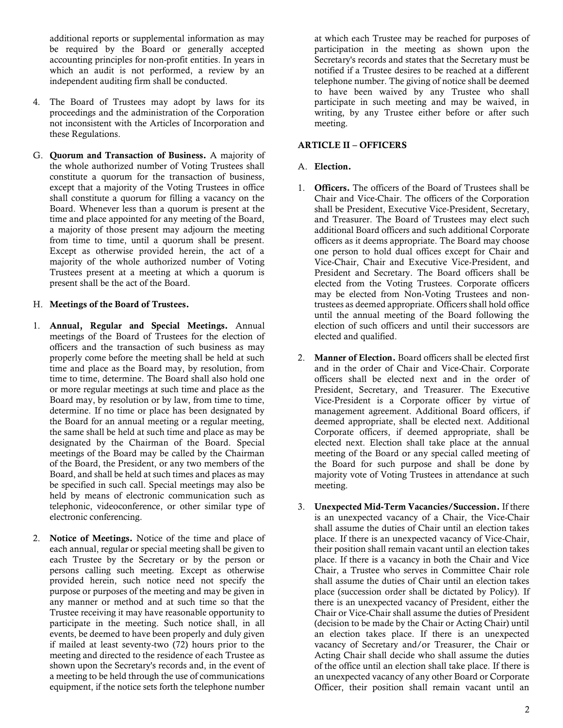additional reports or supplemental information as may be required by the Board or generally accepted accounting principles for non-profit entities. In years in which an audit is not performed, a review by an independent auditing firm shall be conducted.

4. The Board of Trustees may adopt by laws for its proceedings and the administration of the Corporation not inconsistent with the Articles of Incorporation and these Regulations.

G. **Quorum and Transaction of Business.** A majority of the whole authorized number of Voting Trustees shall constitute a quorum for the transaction of business, except that a majority of the Voting Trustees in office shall constitute a quorum for filling a vacancy on the Board. Whenever less than a quorum is present at the time and place appointed for any meeting of the Board, a majority of those present may adjourn the meeting from time to time, until a quorum shall be present. Except as otherwise provided herein, the act of a majority of the whole authorized number of Voting Trustees present at a meeting at which a quorum is present shall be the act of the Board.

H. **Meetings of the Board of Trustees.**

1. **Annual, Regular and Special Meetings.** Annual meetings of the Board of Trustees for the election of officers and the transaction of such business as may properly come before the meeting shall be held at such time and place as the Board may, by resolution, from time to time, determine. The Board shall also hold one or more regular meetings at such time and place as the Board may, by resolution or by law, from time to time, determine. If no time or place has been designated by the Board for an annual meeting or a regular meeting, the same shall be held at such time and place as may be designated by the Chairman of the Board. Special meetings of the Board may be called by the Chairman of the Board, the President, or any two members of the Board, and shall be held at such times and places as may be specified in such call. Special meetings may also be held by means of electronic communication such as telephonic, videoconference, or other similar type of electronic conferencing.

2. **Notice of Meetings.** Notice of the time and place of each annual, regular or special meeting shall be given to each Trustee by the Secretary or by the person or persons calling such meeting. Except as otherwise provided herein, such notice need not specify the purpose or purposes of the meeting and may be given in any manner or method and at such time so that the Trustee receiving it may have reasonable opportunity to participate in the meeting. Such notice shall, in all events, be deemed to have been properly and duly given if mailed at least seventy-two (72) hours prior to the meeting and directed to the residence of each Trustee as shown upon the Secretary's records and, in the event of a meeting to be held through the use of communications equipment, if the notice sets forth the telephone number at which each Trustee may be reached for purposes of participation in the meeting as shown upon the Secretary's records and states that the Secretary must be notified if a Trustee desires to be reached at a different telephone number. The giving of notice shall be deemed to have been waived by any Trustee who shall participate in such meeting and may be waived, in writing, by any Trustee either before or after such meeting.

## ARTICLE II – OFFICERS

A. **Election.**

1. **Officers.** The officers of the Board of Trustees shall be Chair and Vice-Chair. The officers of the Corporation shall be President, Executive Vice-President, Secretary, and Treasurer. The Board of Trustees may elect such additional Board officers and such additional Corporate officers as it deems appropriate. The Board may choose one person to hold dual offices except for Chair and Vice-Chair, Chair and Executive Vice-President, and President and Secretary. The Board officers shall be elected from the Voting Trustees. Corporate officers may be elected from Non-Voting Trustees and non-trustees as deemed appropriate. Officers shall hold office until the annual meeting of the Board following the election of such officers and until their successors are elected and qualified.

2. **Manner of Election.** Board officers shall be elected first and in the order of Chair and Vice-Chair. Corporate officers shall be elected next and in the order of President, Secretary, and Treasurer. The Executive Vice-President is a Corporate officer by virtue of management agreement. Additional Board officers, if deemed appropriate, shall be elected next. Additional Corporate officers, if deemed appropriate, shall be elected next. Election shall take place at the annual meeting of the Board or any special called meeting of the Board for such purpose and shall be done by majority vote of Voting Trustees in attendance at such meeting.

3. **Unexpected Mid-Term Vacancies/Succession.** If there is an unexpected vacancy of a Chair, the Vice-Chair shall assume the duties of Chair until an election takes place. If there is an unexpected vacancy of Vice-Chair, their position shall remain vacant until an election takes place. If there is a vacancy in both the Chair and Vice Chair, a Trustee who serves in Committee Chair role shall assume the duties of Chair until an election takes place (succession order shall be dictated by Policy). If there is an unexpected vacancy of President, either the Chair or Vice-Chair shall assume the duties of President (decision to be made by the Chair or Acting Chair) until an election takes place. If there is an unexpected vacancy of Secretary and/or Treasurer, the Chair or Acting Chair shall decide who shall assume the duties of the office until an election shall take place. If there is an unexpected vacancy of any other Board or Corporate Officer, their position shall remain vacant until an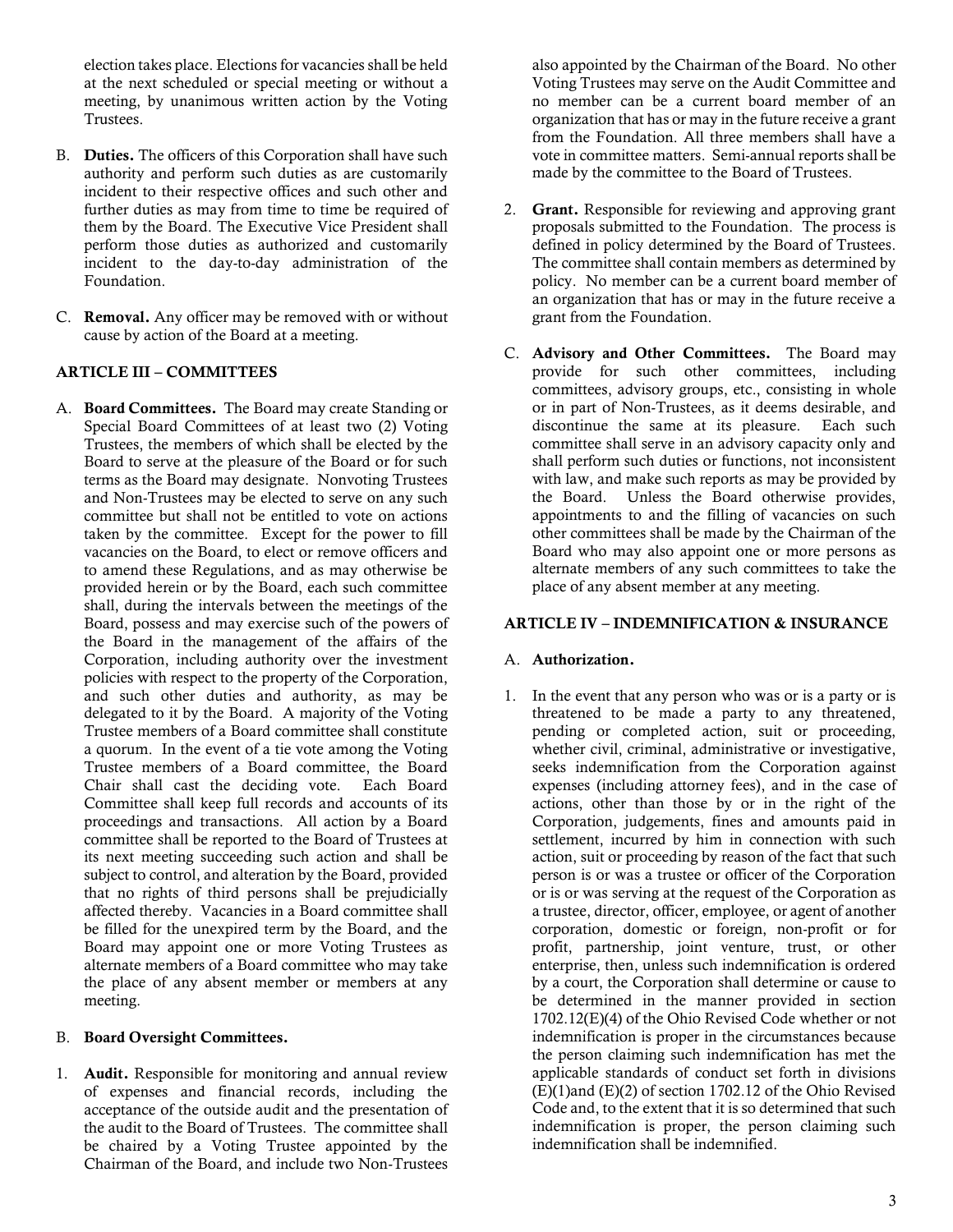election takes place. Elections for vacancies shall be held at the next scheduled or special meeting or without a meeting, by unanimous written action by the Voting Trustees.

B. **Duties.** The officers of this Corporation shall have such authority and perform such duties as are customarily incident to their respective offices and such other and further duties as may from time to time be required of them by the Board. The Executive Vice President shall perform those duties as authorized and customarily incident to the day-to-day administration of the Foundation.

C. **Removal.** Any officer may be removed with or without cause by action of the Board at a meeting.

## ARTICLE III – COMMITTEES

A. **Board Committees.** The Board may create Standing or Special Board Committees of at least two (2) Voting Trustees, the members of which shall be elected by the Board to serve at the pleasure of the Board or for such terms as the Board may designate. Nonvoting Trustees and Non-Trustees may be elected to serve on any such committee but shall not be entitled to vote on actions taken by the committee. Except for the power to fill vacancies on the Board, to elect or remove officers and to amend these Regulations, and as may otherwise be provided herein or by the Board, each such committee shall, during the intervals between the meetings of the Board, possess and may exercise such of the powers of the Board in the management of the affairs of the Corporation, including authority over the investment policies with respect to the property of the Corporation, and such other duties and authority, as may be delegated to it by the Board. A majority of the Voting Trustee members of a Board committee shall constitute a quorum. In the event of a tie vote among the Voting Trustee members of a Board committee, the Board Chair shall cast the deciding vote. Each Board Committee shall keep full records and accounts of its proceedings and transactions. All action by a Board committee shall be reported to the Board of Trustees at its next meeting succeeding such action and shall be subject to control, and alteration by the Board, provided that no rights of third persons shall be prejudicially affected thereby. Vacancies in a Board committee shall be filled for the unexpired term by the Board, and the Board may appoint one or more Voting Trustees as alternate members of a Board committee who may take the place of any absent member or members at any meeting.

B. **Board Oversight Committees.**

1. **Audit.** Responsible for monitoring and annual review of expenses and financial records, including the acceptance of the outside audit and the presentation of the audit to the Board of Trustees. The committee shall be chaired by a Voting Trustee appointed by the Chairman of the Board, and include two Non-Trustees also appointed by the Chairman of the Board. No other Voting Trustees may serve on the Audit Committee and no member can be a current board member of an organization that has or may in the future receive a grant from the Foundation. All three members shall have a vote in committee matters. Semi-annual reports shall be made by the committee to the Board of Trustees.

2. **Grant.** Responsible for reviewing and approving grant proposals submitted to the Foundation. The process is defined in policy determined by the Board of Trustees. The committee shall contain members as determined by policy. No member can be a current board member of an organization that has or may in the future receive a grant from the Foundation.

C. **Advisory and Other Committees.** The Board may provide for such other committees, including committees, advisory groups, etc., consisting in whole or in part of Non-Trustees, as it deems desirable, and discontinue the same at its pleasure. Each such committee shall serve in an advisory capacity only and shall perform such duties or functions, not inconsistent with law, and make such reports as may be provided by the Board. Unless the Board otherwise provides, appointments to and the filling of vacancies on such other committees shall be made by the Chairman of the Board who may also appoint one or more persons as alternate members of any such committees to take the place of any absent member at any meeting.

## ARTICLE IV – INDEMNIFICATION & INSURANCE

A. **Authorization.**

1. In the event that any person who was or is a party or is threatened to be made a party to any threatened, pending or completed action, suit or proceeding, whether civil, criminal, administrative or investigative, seeks indemnification from the Corporation against expenses (including attorney fees), and in the case of actions, other than those by or in the right of the Corporation, judgements, fines and amounts paid in settlement, incurred by him in connection with such action, suit or proceeding by reason of the fact that such person is or was a trustee or officer of the Corporation or is or was serving at the request of the Corporation as a trustee, director, officer, employee, or agent of another corporation, domestic or foreign, non-profit or for profit, partnership, joint venture, trust, or other enterprise, then, unless such indemnification is ordered by a court, the Corporation shall determine or cause to be determined in the manner provided in section 1702.12(E)(4) of the Ohio Revised Code whether or not indemnification is proper in the circumstances because the person claiming such indemnification has met the applicable standards of conduct set forth in divisions (E)(1)and (E)(2) of section 1702.12 of the Ohio Revised Code and, to the extent that it is so determined that such indemnification is proper, the person claiming such indemnification shall be indemnified.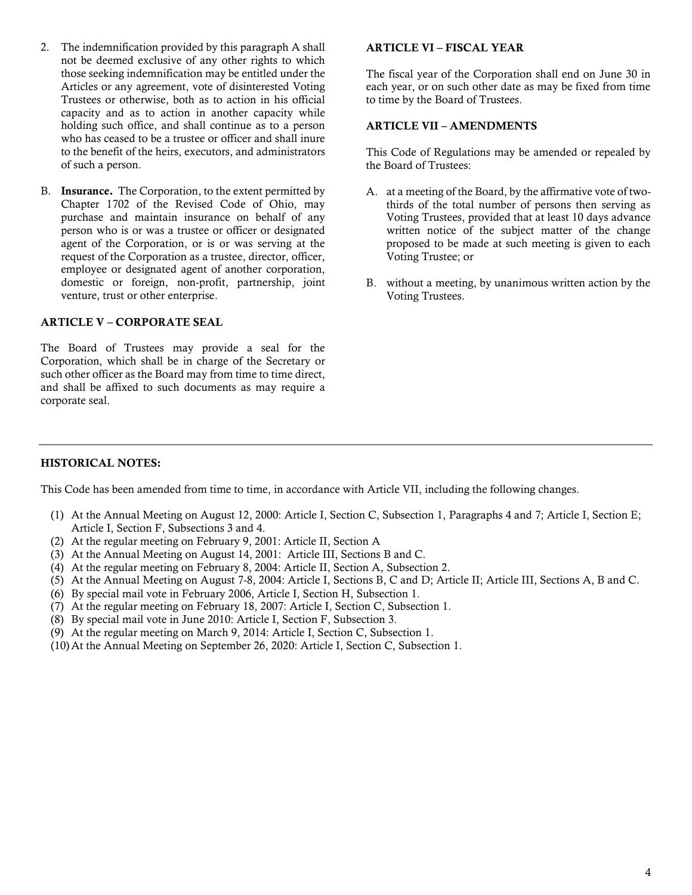2. The indemnification provided by this paragraph A shall not be deemed exclusive of any other rights to which those seeking indemnification may be entitled under the Articles or any agreement, vote of disinterested Voting Trustees or otherwise, both as to action in his official capacity and as to action in another capacity while holding such office, and shall continue as to a person who has ceased to be a trustee or officer and shall inure to the benefit of the heirs, executors, and administrators of such a person.

B. **Insurance.** The Corporation, to the extent permitted by Chapter 1702 of the Revised Code of Ohio, may purchase and maintain insurance on behalf of any person who is or was a trustee or officer or designated agent of the Corporation, or is or was serving at the request of the Corporation as a trustee, director, officer, employee or designated agent of another corporation, domestic or foreign, non-profit, partnership, joint venture, trust or other enterprise.

## ARTICLE V – CORPORATE SEAL

The Board of Trustees may provide a seal for the Corporation, which shall be in charge of the Secretary or such other officer as the Board may from time to time direct, and shall be affixed to such documents as may require a corporate seal.

## ARTICLE VI – FISCAL YEAR

The fiscal year of the Corporation shall end on June 30 in each year, or on such other date as may be fixed from time to time by the Board of Trustees.

## ARTICLE VII – AMENDMENTS

This Code of Regulations may be amended or repealed by the Board of Trustees:

A. at a meeting of the Board, by the affirmative vote of two-thirds of the total number of persons then serving as Voting Trustees, provided that at least 10 days advance written notice of the subject matter of the change proposed to be made at such meeting is given to each Voting Trustee; or

B. without a meeting, by unanimous written action by the Voting Trustees.

---

**HISTORICAL NOTES:**

This Code has been amended from time to time, in accordance with Article VII, including the following changes.

(1) At the Annual Meeting on August 12, 2000: Article I, Section C, Subsection 1, Paragraphs 4 and 7; Article I, Section E; Article I, Section F, Subsections 3 and 4.
(2) At the regular meeting on February 9, 2001: Article II, Section A
(3) At the Annual Meeting on August 14, 2001: Article III, Sections B and C.
(4) At the regular meeting on February 8, 2004: Article II, Section A, Subsection 2.
(5) At the Annual Meeting on August 7-8, 2004: Article I, Sections B, C and D; Article II; Article III, Sections A, B and C.
(6) By special mail vote in February 2006, Article I, Section H, Subsection 1.
(7) At the regular meeting on February 18, 2007: Article I, Section C, Subsection 1.
(8) By special mail vote in June 2010: Article I, Section F, Subsection 3.
(9) At the regular meeting on March 9, 2014: Article I, Section C, Subsection 1.
(10) At the Annual Meeting on September 26, 2020: Article I, Section C, Subsection 1.